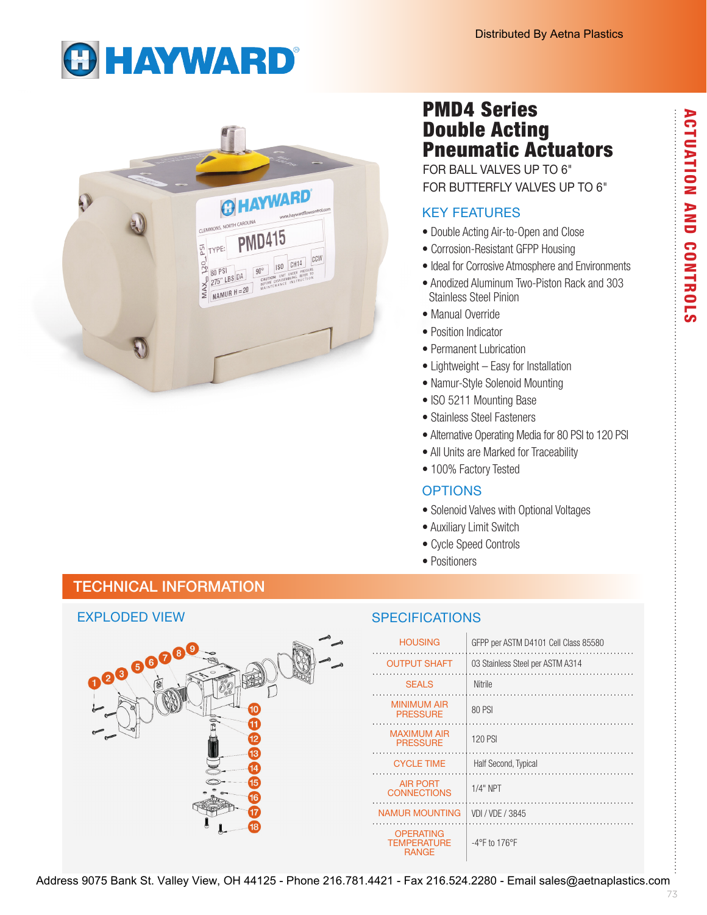Distributed By Aetna Plastics

# HAYWARD

# PMD4 Series Double Acting Pneumatic Actuators

FOR BALL VALVES UP TO 6"
FOR BUTTERFLY VALVES UP TO 6"

## KEY FEATURES

- Double Acting Air-to-Open and Close
- Corrosion-Resistant GFPP Housing
- Ideal for Corrosive Atmosphere and Environments
- Anodized Aluminum Two-Piston Rack and 303 Stainless Steel Pinion
- Manual Override
- Position Indicator
- Permanent Lubrication
- Lightweight – Easy for Installation
- Namur-Style Solenoid Mounting
- ISO 5211 Mounting Base
- Stainless Steel Fasteners
- Alternative Operating Media for 80 PSI to 120 PSI
- All Units are Marked for Traceability
- 100% Factory Tested

## OPTIONS

- Solenoid Valves with Optional Voltages
- Auxiliary Limit Switch
- Cycle Speed Controls
- Positioners

ACTUATION AND CONTROLS

## TECHNICAL INFORMATION

### EXPLODED VIEW

### SPECIFICATIONS

| | |
|---|---|
| HOUSING | GFPP per ASTM D4101 Cell Class 85580 |
| OUTPUT SHAFT | 03 Stainless Steel per ASTM A314 |
| SEALS | Nitrile |
| MINIMUM AIR PRESSURE | 80 PSI |
| MAXIMUM AIR PRESSURE | 120 PSI |
| CYCLE TIME | Half Second, Typical |
| AIR PORT CONNECTIONS | 1/4" NPT |
| NAMUR MOUNTING | VDI / VDE / 3845 |
| OPERATING TEMPERATURE RANGE | -4°F to 176°F |

Address 9075 Bank St. Valley View, OH 44125 - Phone 216.781.4421 - Fax 216.524.2280 - Email sales@aetnaplastics.com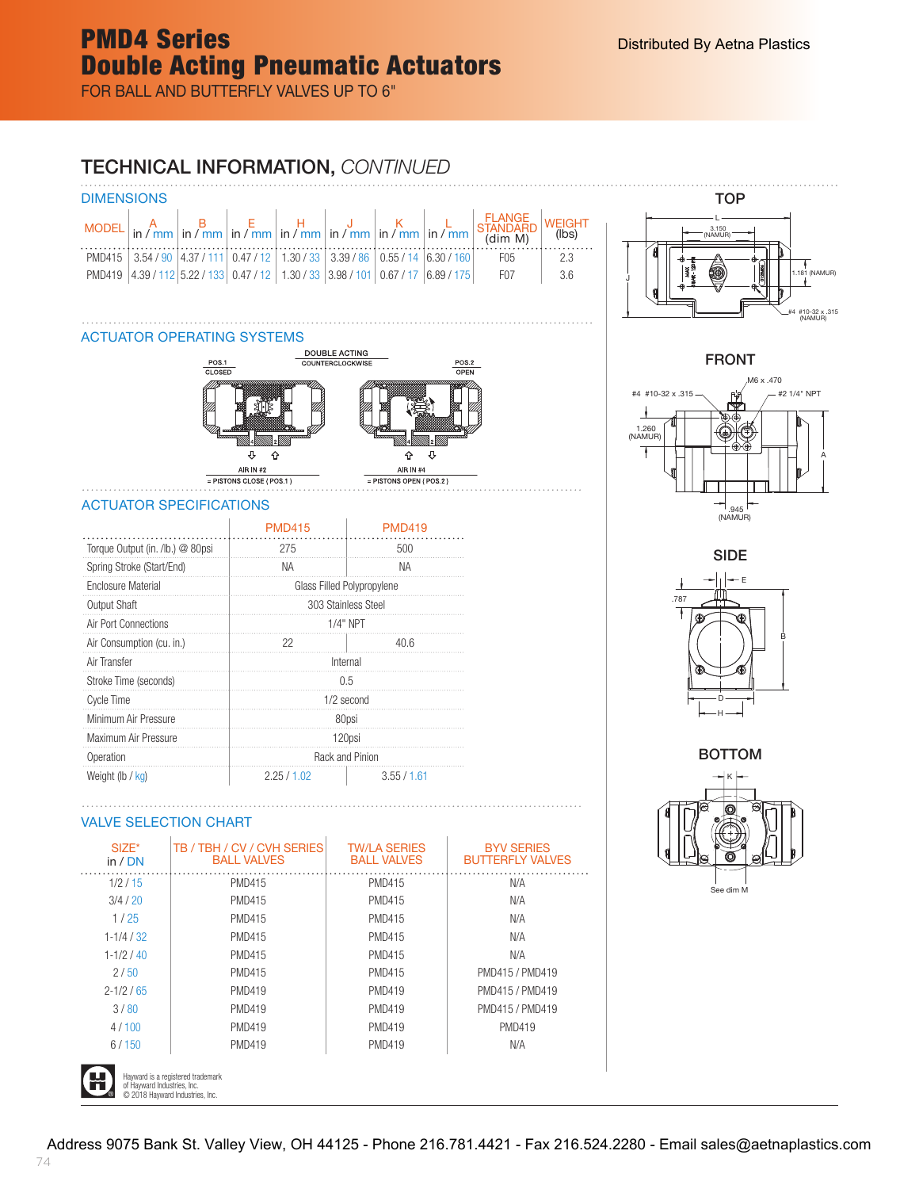# PMD4 Series
# Double Acting Pneumatic Actuators

FOR BALL AND BUTTERFLY VALVES UP TO 6"

Distributed By Aetna Plastics

## TECHNICAL INFORMATION, *CONTINUED*

### DIMENSIONS

| MODEL | A in / mm | B in / mm | E in / mm | H in / mm | J in / mm | K in / mm | L in / mm | FLANGE STANDARD (dim M) | WEIGHT (lbs) |
|---|---|---|---|---|---|---|---|---|---|
| PMD415 | 3.54 / 90 | 4.37 / 111 | 0.47 / 12 | 1.30 / 33 | 3.39 / 86 | 0.55 / 14 | 6.30 / 160 | F05 | 2.3 |
| PMD419 | 4.39 / 112 | 5.22 / 133 | 0.47 / 12 | 1.30 / 33 | 3.98 / 101 | 0.67 / 17 | 6.89 / 175 | F07 | 3.6 |

TOP

L
3.150 (NAMUR)
J
1.181 (NAMUR)
#4 #10-32 x .315 (NAMUR)

FRONT

M6 x .470
#4 #10-32 x .315
#2 1/4" NPT
1.260 (NAMUR)
A
.945 (NAMUR)

SIDE

E
.787
B
D
H

BOTTOM

K
See dim M

### ACTUATOR OPERATING SYSTEMS

DOUBLE ACTING
COUNTERCLOCKWISE

POS.1
CLOSED

POS.2
OPEN

AIR IN #2
= PISTONS CLOSE ( POS.1 )

AIR IN #4
= PISTONS OPEN ( POS.2 )

### ACTUATOR SPECIFICATIONS

| | PMD415 | PMD419 |
|---|---|---|
| Torque Output (in. /lb.) @ 80psi | 275 | 500 |
| Spring Stroke (Start/End) | NA | NA |
| Enclosure Material | Glass Filled Polypropylene | |
| Output Shaft | 303 Stainless Steel | |
| Air Port Connections | 1/4" NPT | |
| Air Consumption (cu. in.) | 22 | 40.6 |
| Air Transfer | Internal | |
| Stroke Time (seconds) | 0.5 | |
| Cycle Time | 1/2 second | |
| Minimum Air Pressure | 80psi | |
| Maximum Air Pressure | 120psi | |
| Operation | Rack and Pinion | |
| Weight (lb / kg) | 2.25 / 1.02 | 3.55 / 1.61 |

### VALVE SELECTION CHART

| SIZE* in / DN | TB / TBH / CV / CVH SERIES BALL VALVES | TW/LA SERIES BALL VALVES | BYV SERIES BUTTERFLY VALVES |
|---|---|---|---|
| 1/2 / 15 | PMD415 | PMD415 | N/A |
| 3/4 / 20 | PMD415 | PMD415 | N/A |
| 1 / 25 | PMD415 | PMD415 | N/A |
| 1-1/4 / 32 | PMD415 | PMD415 | N/A |
| 1-1/2 / 40 | PMD415 | PMD415 | N/A |
| 2 / 50 | PMD415 | PMD415 | PMD415 / PMD419 |
| 2-1/2 / 65 | PMD419 | PMD419 | PMD415 / PMD419 |
| 3 / 80 | PMD419 | PMD419 | PMD415 / PMD419 |
| 4 / 100 | PMD419 | PMD419 | PMD419 |
| 6 / 150 | PMD419 | PMD419 | N/A |

Hayward is a registered trademark of Hayward Industries, Inc.
© 2018 Hayward Industries, Inc.

Address 9075 Bank St. Valley View, OH 44125 - Phone 216.781.4421 - Fax 216.524.2280 - Email sales@aetnaplastics.com